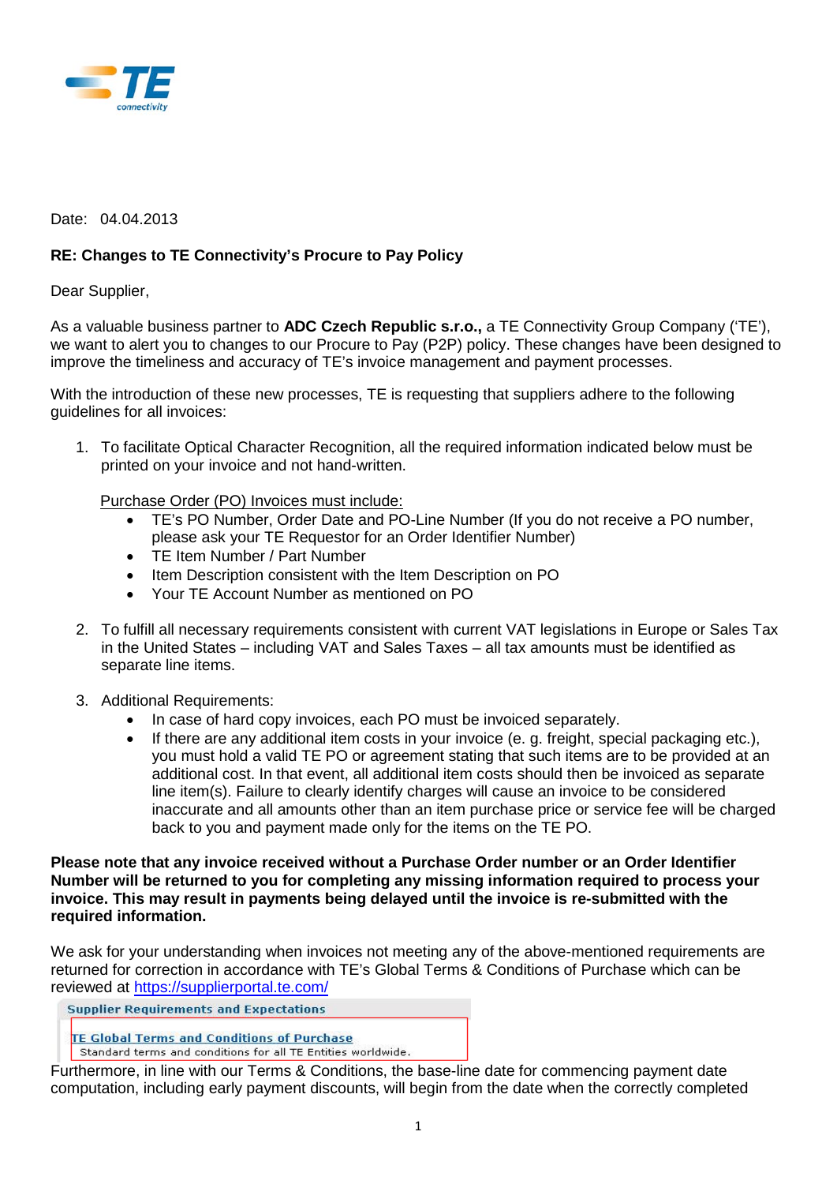Date: 04.04.2013

**RE: Changes to TE Connectivity's Procure to Pay Policy**

Dear Supplier,

As a valuable business partner to **ADC Czech Republic s.r.o.,** a TE Connectivity Group Company ('TE'), we want to alert you to changes to our Procure to Pay (P2P) policy. These changes have been designed to improve the timeliness and accuracy of TE's invoice management and payment processes.

With the introduction of these new processes, TE is requesting that suppliers adhere to the following guidelines for all invoices:

1. To facilitate Optical Character Recognition, all the required information indicated below must be printed on your invoice and not hand-written.

   Purchase Order (PO) Invoices must include:
   - TE's PO Number, Order Date and PO-Line Number (If you do not receive a PO number, please ask your TE Requestor for an Order Identifier Number)
   - TE Item Number / Part Number
   - Item Description consistent with the Item Description on PO
   - Your TE Account Number as mentioned on PO

2. To fulfill all necessary requirements consistent with current VAT legislations in Europe or Sales Tax in the United States – including VAT and Sales Taxes – all tax amounts must be identified as separate line items.

3. Additional Requirements:
   - In case of hard copy invoices, each PO must be invoiced separately.
   - If there are any additional item costs in your invoice (e. g. freight, special packaging etc.), you must hold a valid TE PO or agreement stating that such items are to be provided at an additional cost. In that event, all additional item costs should then be invoiced as separate line item(s). Failure to clearly identify charges will cause an invoice to be considered inaccurate and all amounts other than an item purchase price or service fee will be charged back to you and payment made only for the items on the TE PO.

**Please note that any invoice received without a Purchase Order number or an Order Identifier Number will be returned to you for completing any missing information required to process your invoice. This may result in payments being delayed until the invoice is re-submitted with the required information.**

We ask for your understanding when invoices not meeting any of the above-mentioned requirements are returned for correction in accordance with TE's Global Terms & Conditions of Purchase which can be reviewed at https://supplierportal.te.com/

**Supplier Requirements and Expectations**

TE Global Terms and Conditions of Purchase
Standard terms and conditions for all TE Entities worldwide.

Furthermore, in line with our Terms & Conditions, the base-line date for commencing payment date computation, including early payment discounts, will begin from the date when the correctly completed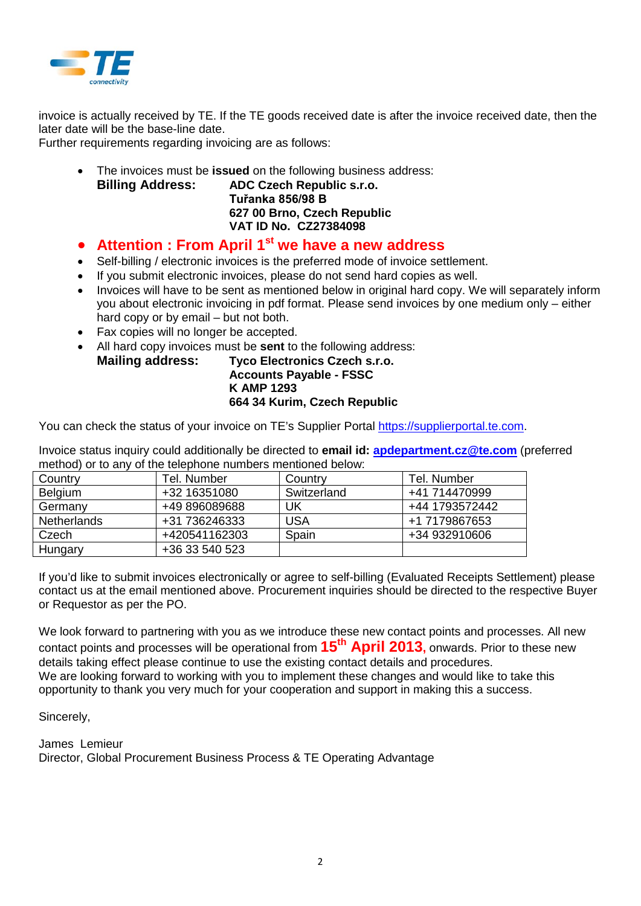invoice is actually received by TE. If the TE goods received date is after the invoice received date, then the later date will be the base-line date.
Further requirements regarding invoicing are as follows:

- The invoices must be **issued** on the following business address:
  **Billing Address:** **ADC Czech Republic s.r.o.**
  **Tuřanka 856/98 B**
  **627 00 Brno, Czech Republic**
  **VAT ID No. CZ27384098**
- **Attention : From April 1st we have a new address**
- Self-billing / electronic invoices is the preferred mode of invoice settlement.
- If you submit electronic invoices, please do not send hard copies as well.
- Invoices will have to be sent as mentioned below in original hard copy. We will separately inform you about electronic invoicing in pdf format. Please send invoices by one medium only – either hard copy or by email – but not both.
- Fax copies will no longer be accepted.
- All hard copy invoices must be **sent** to the following address:
  **Mailing address:** **Tyco Electronics Czech s.r.o.**
  **Accounts Payable - FSSC**
  **K AMP 1293**
  **664 34 Kurim, Czech Republic**

You can check the status of your invoice on TE's Supplier Portal https://supplierportal.te.com.

Invoice status inquiry could additionally be directed to **email id: apdepartment.cz@te.com** (preferred method) or to any of the telephone numbers mentioned below:

| Country | Tel. Number | Country | Tel. Number |
|---|---|---|---|
| Belgium | +32 16351080 | Switzerland | +41 714470999 |
| Germany | +49 896089688 | UK | +44 1793572442 |
| Netherlands | +31 736246333 | USA | +1 7179867653 |
| Czech | +420541162303 | Spain | +34 932910606 |
| Hungary | +36 33 540 523 | | |

If you'd like to submit invoices electronically or agree to self-billing (Evaluated Receipts Settlement) please contact us at the email mentioned above. Procurement inquiries should be directed to the respective Buyer or Requestor as per the PO.

We look forward to partnering with you as we introduce these new contact points and processes. All new contact points and processes will be operational from **15th April 2013,** onwards. Prior to these new details taking effect please continue to use the existing contact details and procedures.
We are looking forward to working with you to implement these changes and would like to take this opportunity to thank you very much for your cooperation and support in making this a success.

Sincerely,

James Lemieur
Director, Global Procurement Business Process & TE Operating Advantage